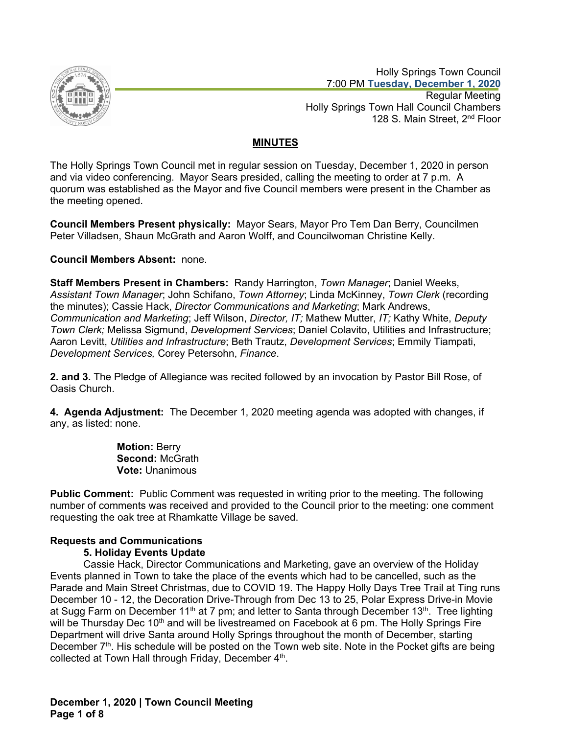Holly Springs Town Council
7:00 PM **Tuesday, December 1, 2020**
Regular Meeting
Holly Springs Town Hall Council Chambers
128 S. Main Street, 2nd Floor

## MINUTES

The Holly Springs Town Council met in regular session on Tuesday, December 1, 2020 in person and via video conferencing. Mayor Sears presided, calling the meeting to order at 7 p.m. A quorum was established as the Mayor and five Council members were present in the Chamber as the meeting opened.

**Council Members Present physically:** Mayor Sears, Mayor Pro Tem Dan Berry, Councilmen Peter Villadsen, Shaun McGrath and Aaron Wolff, and Councilwoman Christine Kelly.

**Council Members Absent:** none.

**Staff Members Present in Chambers:** Randy Harrington, *Town Manager*; Daniel Weeks, *Assistant Town Manager*; John Schifano, *Town Attorney*; Linda McKinney, *Town Clerk* (recording the minutes); Cassie Hack, *Director Communications and Marketing*; Mark Andrews, *Communication and Marketing*; Jeff Wilson, *Director, IT;* Mathew Mutter, *IT;* Kathy White, *Deputy Town Clerk;* Melissa Sigmund, *Development Services*; Daniel Colavito, Utilities and Infrastructure; Aaron Levitt, *Utilities and Infrastructure*; Beth Trautz, *Development Services*; Emmily Tiampati, *Development Services,* Corey Petersohn, *Finance*.

**2. and 3.** The Pledge of Allegiance was recited followed by an invocation by Pastor Bill Rose, of Oasis Church.

**4. Agenda Adjustment:** The December 1, 2020 meeting agenda was adopted with changes, if any, as listed: none.

> **Motion:** Berry
> **Second:** McGrath
> **Vote:** Unanimous

**Public Comment:** Public Comment was requested in writing prior to the meeting. The following number of comments was received and provided to the Council prior to the meeting: one comment requesting the oak tree at Rhamkatte Village be saved.

**Requests and Communications**

**5. Holiday Events Update**

Cassie Hack, Director Communications and Marketing, gave an overview of the Holiday Events planned in Town to take the place of the events which had to be cancelled, such as the Parade and Main Street Christmas, due to COVID 19. The Happy Holly Days Tree Trail at Ting runs December 10 - 12, the Decoration Drive-Through from Dec 13 to 25, Polar Express Drive-in Movie at Sugg Farm on December 11th at 7 pm; and letter to Santa through December 13th. Tree lighting will be Thursday Dec 10th and will be livestreamed on Facebook at 6 pm. The Holly Springs Fire Department will drive Santa around Holly Springs throughout the month of December, starting December 7th. His schedule will be posted on the Town web site. Note in the Pocket gifts are being collected at Town Hall through Friday, December 4th.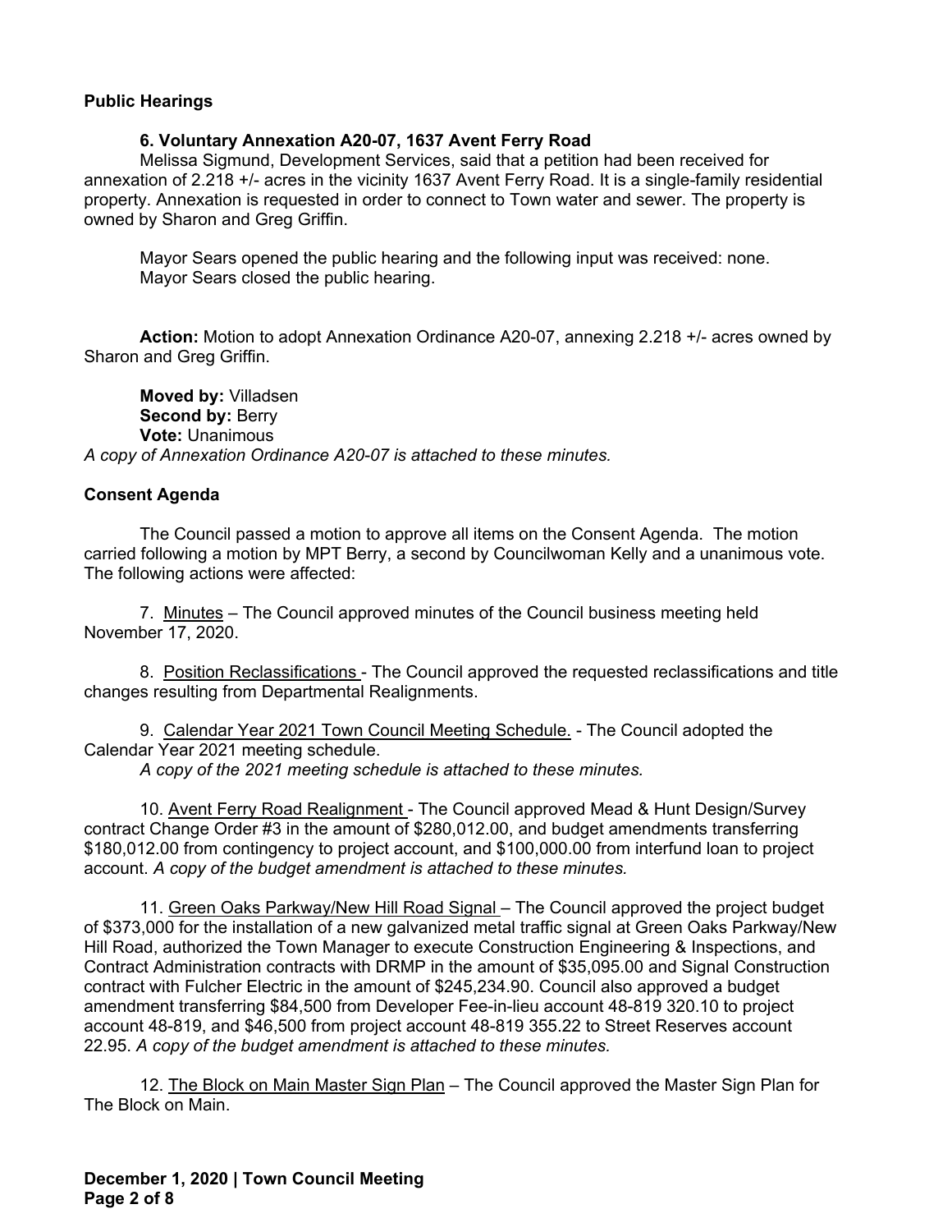## Public Hearings

### 6. Voluntary Annexation A20-07, 1637 Avent Ferry Road

Melissa Sigmund, Development Services, said that a petition had been received for annexation of 2.218 +/- acres in the vicinity 1637 Avent Ferry Road. It is a single-family residential property. Annexation is requested in order to connect to Town water and sewer. The property is owned by Sharon and Greg Griffin.

Mayor Sears opened the public hearing and the following input was received: none.
Mayor Sears closed the public hearing.

**Action:** Motion to adopt Annexation Ordinance A20-07, annexing 2.218 +/- acres owned by Sharon and Greg Griffin.

**Moved by:** Villadsen
**Second by:** Berry
**Vote:** Unanimous
*A copy of Annexation Ordinance A20-07 is attached to these minutes.*

## Consent Agenda

The Council passed a motion to approve all items on the Consent Agenda. The motion carried following a motion by MPT Berry, a second by Councilwoman Kelly and a unanimous vote. The following actions were affected:

7. Minutes – The Council approved minutes of the Council business meeting held November 17, 2020.

8. Position Reclassifications - The Council approved the requested reclassifications and title changes resulting from Departmental Realignments.

9. Calendar Year 2021 Town Council Meeting Schedule. - The Council adopted the Calendar Year 2021 meeting schedule.
*A copy of the 2021 meeting schedule is attached to these minutes.*

10. Avent Ferry Road Realignment - The Council approved Mead & Hunt Design/Survey contract Change Order #3 in the amount of $280,012.00, and budget amendments transferring $180,012.00 from contingency to project account, and $100,000.00 from interfund loan to project account. *A copy of the budget amendment is attached to these minutes.*

11. Green Oaks Parkway/New Hill Road Signal – The Council approved the project budget of $373,000 for the installation of a new galvanized metal traffic signal at Green Oaks Parkway/New Hill Road, authorized the Town Manager to execute Construction Engineering & Inspections, and Contract Administration contracts with DRMP in the amount of $35,095.00 and Signal Construction contract with Fulcher Electric in the amount of $245,234.90. Council also approved a budget amendment transferring $84,500 from Developer Fee-in-lieu account 48-819 320.10 to project account 48-819, and $46,500 from project account 48-819 355.22 to Street Reserves account 22.95. *A copy of the budget amendment is attached to these minutes.*

12. The Block on Main Master Sign Plan – The Council approved the Master Sign Plan for The Block on Main.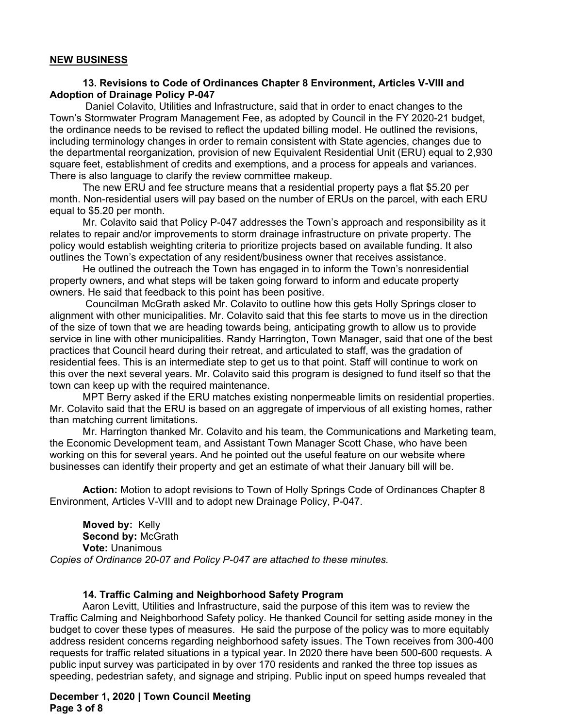## NEW BUSINESS

### 13. Revisions to Code of Ordinances Chapter 8 Environment, Articles V-VIII and Adoption of Drainage Policy P-047

Daniel Colavito, Utilities and Infrastructure, said that in order to enact changes to the Town's Stormwater Program Management Fee, as adopted by Council in the FY 2020-21 budget, the ordinance needs to be revised to reflect the updated billing model. He outlined the revisions, including terminology changes in order to remain consistent with State agencies, changes due to the departmental reorganization, provision of new Equivalent Residential Unit (ERU) equal to 2,930 square feet, establishment of credits and exemptions, and a process for appeals and variances. There is also language to clarify the review committee makeup.

The new ERU and fee structure means that a residential property pays a flat $5.20 per month. Non-residential users will pay based on the number of ERUs on the parcel, with each ERU equal to $5.20 per month.

Mr. Colavito said that Policy P-047 addresses the Town's approach and responsibility as it relates to repair and/or improvements to storm drainage infrastructure on private property. The policy would establish weighting criteria to prioritize projects based on available funding. It also outlines the Town's expectation of any resident/business owner that receives assistance.

He outlined the outreach the Town has engaged in to inform the Town's nonresidential property owners, and what steps will be taken going forward to inform and educate property owners. He said that feedback to this point has been positive.

Councilman McGrath asked Mr. Colavito to outline how this gets Holly Springs closer to alignment with other municipalities. Mr. Colavito said that this fee starts to move us in the direction of the size of town that we are heading towards being, anticipating growth to allow us to provide service in line with other municipalities. Randy Harrington, Town Manager, said that one of the best practices that Council heard during their retreat, and articulated to staff, was the gradation of residential fees. This is an intermediate step to get us to that point. Staff will continue to work on this over the next several years. Mr. Colavito said this program is designed to fund itself so that the town can keep up with the required maintenance.

MPT Berry asked if the ERU matches existing nonpermeable limits on residential properties. Mr. Colavito said that the ERU is based on an aggregate of impervious of all existing homes, rather than matching current limitations.

Mr. Harrington thanked Mr. Colavito and his team, the Communications and Marketing team, the Economic Development team, and Assistant Town Manager Scott Chase, who have been working on this for several years. And he pointed out the useful feature on our website where businesses can identify their property and get an estimate of what their January bill will be.

**Action:** Motion to adopt revisions to Town of Holly Springs Code of Ordinances Chapter 8 Environment, Articles V-VIII and to adopt new Drainage Policy, P-047.

**Moved by:** Kelly
**Second by:** McGrath
**Vote:** Unanimous

*Copies of Ordinance 20-07 and Policy P-047 are attached to these minutes.*

### 14. Traffic Calming and Neighborhood Safety Program

Aaron Levitt, Utilities and Infrastructure, said the purpose of this item was to review the Traffic Calming and Neighborhood Safety policy. He thanked Council for setting aside money in the budget to cover these types of measures. He said the purpose of the policy was to more equitably address resident concerns regarding neighborhood safety issues. The Town receives from 300-400 requests for traffic related situations in a typical year. In 2020 there have been 500-600 requests. A public input survey was participated in by over 170 residents and ranked the three top issues as speeding, pedestrian safety, and signage and striping. Public input on speed humps revealed that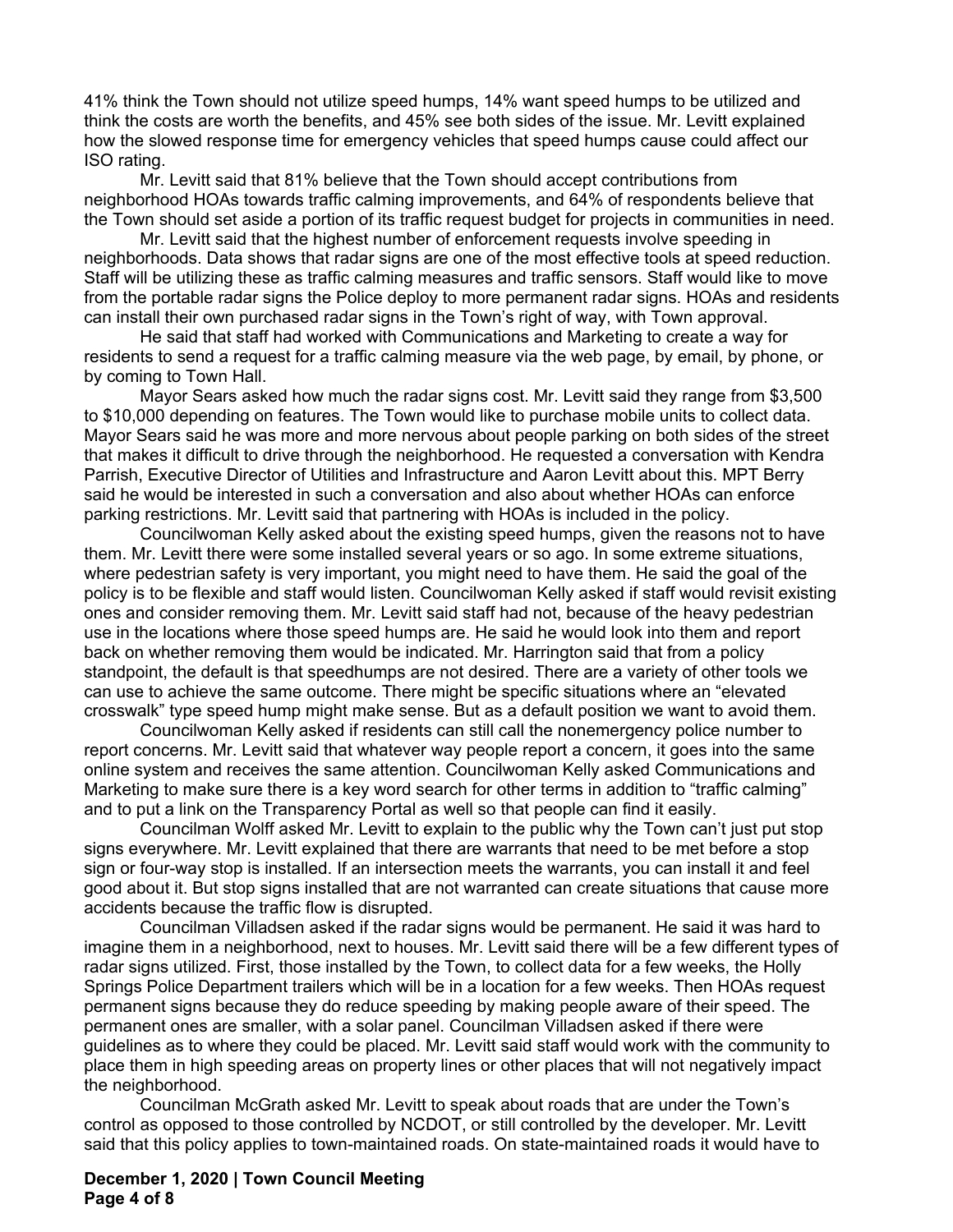41% think the Town should not utilize speed humps, 14% want speed humps to be utilized and think the costs are worth the benefits, and 45% see both sides of the issue. Mr. Levitt explained how the slowed response time for emergency vehicles that speed humps cause could affect our ISO rating.

Mr. Levitt said that 81% believe that the Town should accept contributions from neighborhood HOAs towards traffic calming improvements, and 64% of respondents believe that the Town should set aside a portion of its traffic request budget for projects in communities in need.

Mr. Levitt said that the highest number of enforcement requests involve speeding in neighborhoods. Data shows that radar signs are one of the most effective tools at speed reduction. Staff will be utilizing these as traffic calming measures and traffic sensors. Staff would like to move from the portable radar signs the Police deploy to more permanent radar signs. HOAs and residents can install their own purchased radar signs in the Town's right of way, with Town approval.

He said that staff had worked with Communications and Marketing to create a way for residents to send a request for a traffic calming measure via the web page, by email, by phone, or by coming to Town Hall.

Mayor Sears asked how much the radar signs cost. Mr. Levitt said they range from $3,500 to $10,000 depending on features. The Town would like to purchase mobile units to collect data. Mayor Sears said he was more and more nervous about people parking on both sides of the street that makes it difficult to drive through the neighborhood. He requested a conversation with Kendra Parrish, Executive Director of Utilities and Infrastructure and Aaron Levitt about this. MPT Berry said he would be interested in such a conversation and also about whether HOAs can enforce parking restrictions. Mr. Levitt said that partnering with HOAs is included in the policy.

Councilwoman Kelly asked about the existing speed humps, given the reasons not to have them. Mr. Levitt there were some installed several years or so ago. In some extreme situations, where pedestrian safety is very important, you might need to have them. He said the goal of the policy is to be flexible and staff would listen. Councilwoman Kelly asked if staff would revisit existing ones and consider removing them. Mr. Levitt said staff had not, because of the heavy pedestrian use in the locations where those speed humps are. He said he would look into them and report back on whether removing them would be indicated. Mr. Harrington said that from a policy standpoint, the default is that speedhumps are not desired. There are a variety of other tools we can use to achieve the same outcome. There might be specific situations where an "elevated crosswalk" type speed hump might make sense. But as a default position we want to avoid them.

Councilwoman Kelly asked if residents can still call the nonemergency police number to report concerns. Mr. Levitt said that whatever way people report a concern, it goes into the same online system and receives the same attention. Councilwoman Kelly asked Communications and Marketing to make sure there is a key word search for other terms in addition to "traffic calming" and to put a link on the Transparency Portal as well so that people can find it easily.

Councilman Wolff asked Mr. Levitt to explain to the public why the Town can't just put stop signs everywhere. Mr. Levitt explained that there are warrants that need to be met before a stop sign or four-way stop is installed. If an intersection meets the warrants, you can install it and feel good about it. But stop signs installed that are not warranted can create situations that cause more accidents because the traffic flow is disrupted.

Councilman Villadsen asked if the radar signs would be permanent. He said it was hard to imagine them in a neighborhood, next to houses. Mr. Levitt said there will be a few different types of radar signs utilized. First, those installed by the Town, to collect data for a few weeks, the Holly Springs Police Department trailers which will be in a location for a few weeks. Then HOAs request permanent signs because they do reduce speeding by making people aware of their speed. The permanent ones are smaller, with a solar panel. Councilman Villadsen asked if there were guidelines as to where they could be placed. Mr. Levitt said staff would work with the community to place them in high speeding areas on property lines or other places that will not negatively impact the neighborhood.

Councilman McGrath asked Mr. Levitt to speak about roads that are under the Town's control as opposed to those controlled by NCDOT, or still controlled by the developer. Mr. Levitt said that this policy applies to town-maintained roads. On state-maintained roads it would have to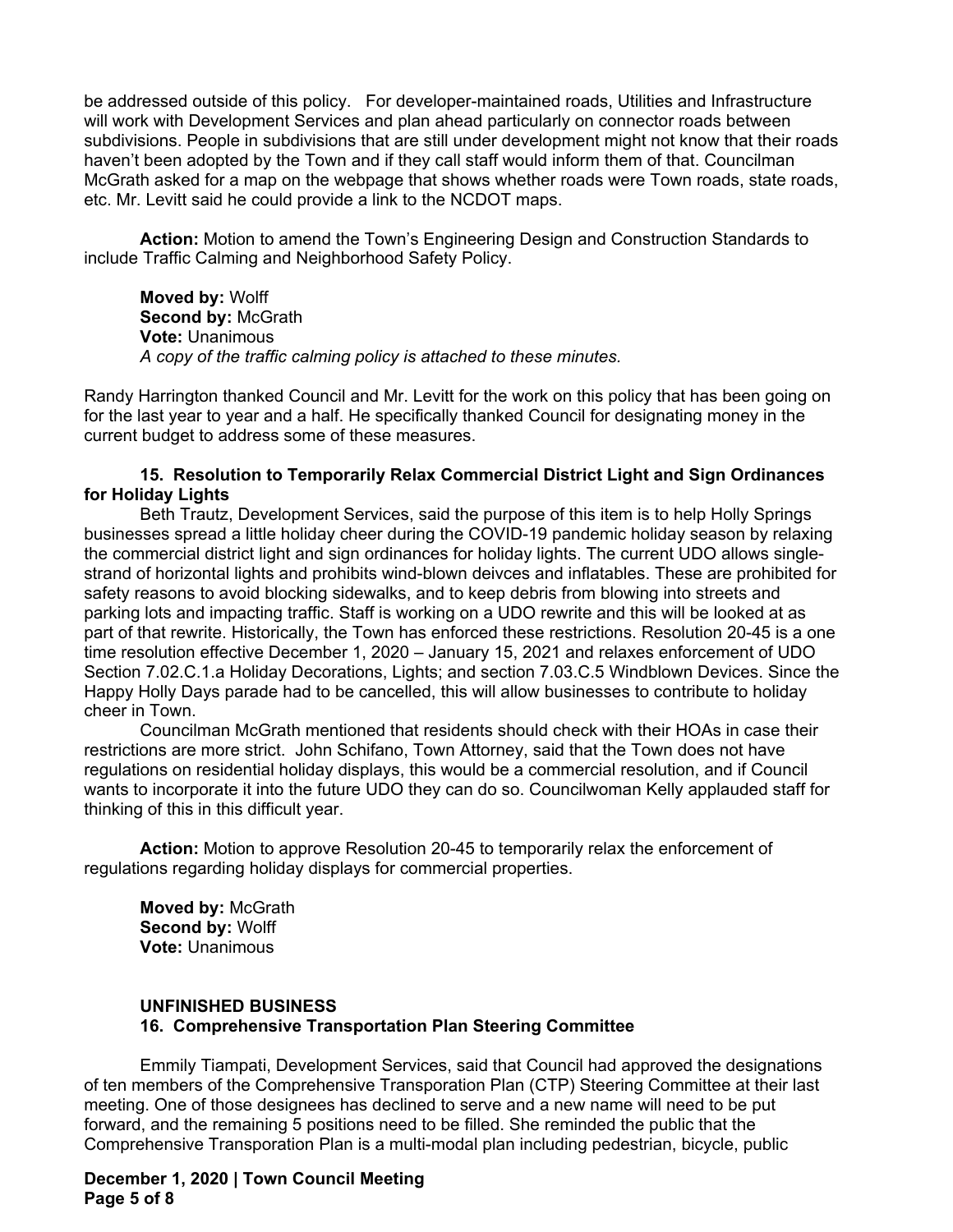be addressed outside of this policy. For developer-maintained roads, Utilities and Infrastructure will work with Development Services and plan ahead particularly on connector roads between subdivisions. People in subdivisions that are still under development might not know that their roads haven't been adopted by the Town and if they call staff would inform them of that. Councilman McGrath asked for a map on the webpage that shows whether roads were Town roads, state roads, etc. Mr. Levitt said he could provide a link to the NCDOT maps.

**Action:** Motion to amend the Town's Engineering Design and Construction Standards to include Traffic Calming and Neighborhood Safety Policy.

**Moved by:** Wolff
**Second by:** McGrath
**Vote:** Unanimous
*A copy of the traffic calming policy is attached to these minutes.*

Randy Harrington thanked Council and Mr. Levitt for the work on this policy that has been going on for the last year to year and a half. He specifically thanked Council for designating money in the current budget to address some of these measures.

**15. Resolution to Temporarily Relax Commercial District Light and Sign Ordinances for Holiday Lights**

Beth Trautz, Development Services, said the purpose of this item is to help Holly Springs businesses spread a little holiday cheer during the COVID-19 pandemic holiday season by relaxing the commercial district light and sign ordinances for holiday lights. The current UDO allows single-strand of horizontal lights and prohibits wind-blown deivces and inflatables. These are prohibited for safety reasons to avoid blocking sidewalks, and to keep debris from blowing into streets and parking lots and impacting traffic. Staff is working on a UDO rewrite and this will be looked at as part of that rewrite. Historically, the Town has enforced these restrictions. Resolution 20-45 is a one time resolution effective December 1, 2020 – January 15, 2021 and relaxes enforcement of UDO Section 7.02.C.1.a Holiday Decorations, Lights; and section 7.03.C.5 Windblown Devices. Since the Happy Holly Days parade had to be cancelled, this will allow businesses to contribute to holiday cheer in Town.

Councilman McGrath mentioned that residents should check with their HOAs in case their restrictions are more strict. John Schifano, Town Attorney, said that the Town does not have regulations on residential holiday displays, this would be a commercial resolution, and if Council wants to incorporate it into the future UDO they can do so. Councilwoman Kelly applauded staff for thinking of this in this difficult year.

**Action:** Motion to approve Resolution 20-45 to temporarily relax the enforcement of regulations regarding holiday displays for commercial properties.

**Moved by:** McGrath
**Second by:** Wolff
**Vote:** Unanimous

**UNFINISHED BUSINESS**

**16. Comprehensive Transportation Plan Steering Committee**

Emmily Tiampati, Development Services, said that Council had approved the designations of ten members of the Comprehensive Transporation Plan (CTP) Steering Committee at their last meeting. One of those designees has declined to serve and a new name will need to be put forward, and the remaining 5 positions need to be filled. She reminded the public that the Comprehensive Transporation Plan is a multi-modal plan including pedestrian, bicycle, public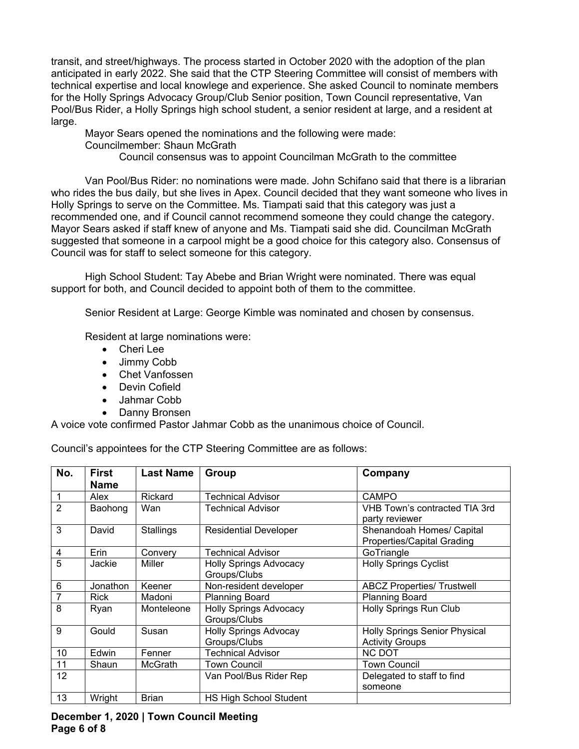transit, and street/highways. The process started in October 2020 with the adoption of the plan anticipated in early 2022. She said that the CTP Steering Committee will consist of members with technical expertise and local knowlege and experience. She asked Council to nominate members for the Holly Springs Advocacy Group/Club Senior position, Town Council representative, Van Pool/Bus Rider, a Holly Springs high school student, a senior resident at large, and a resident at large.

Mayor Sears opened the nominations and the following were made:

Councilmember: Shaun McGrath

Council consensus was to appoint Councilman McGrath to the committee

Van Pool/Bus Rider: no nominations were made. John Schifano said that there is a librarian who rides the bus daily, but she lives in Apex. Council decided that they want someone who lives in Holly Springs to serve on the Committee. Ms. Tiampati said that this category was just a recommended one, and if Council cannot recommend someone they could change the category. Mayor Sears asked if staff knew of anyone and Ms. Tiampati said she did. Councilman McGrath suggested that someone in a carpool might be a good choice for this category also. Consensus of Council was for staff to select someone for this category.

High School Student: Tay Abebe and Brian Wright were nominated. There was equal support for both, and Council decided to appoint both of them to the committee.

Senior Resident at Large: George Kimble was nominated and chosen by consensus.

Resident at large nominations were:

- Cheri Lee
- Jimmy Cobb
- Chet Vanfossen
- Devin Cofield
- Jahmar Cobb
- Danny Bronsen

A voice vote confirmed Pastor Jahmar Cobb as the unanimous choice of Council.

Council's appointees for the CTP Steering Committee are as follows:

| No. | First Name | Last Name | Group | Company |
|---|---|---|---|---|
| 1 | Alex | Rickard | Technical Advisor | CAMPO |
| 2 | Baohong | Wan | Technical Advisor | VHB Town's contracted TIA 3rd party reviewer |
| 3 | David | Stallings | Residential Developer | Shenandoah Homes/ Capital Properties/Capital Grading |
| 4 | Erin | Convery | Technical Advisor | GoTriangle |
| 5 | Jackie | Miller | Holly Springs Advocacy Groups/Clubs | Holly Springs Cyclist |
| 6 | Jonathon | Keener | Non-resident developer | ABCZ Properties/ Trustwell |
| 7 | Rick | Madoni | Planning Board | Planning Board |
| 8 | Ryan | Monteleone | Holly Springs Advocacy Groups/Clubs | Holly Springs Run Club |
| 9 | Gould | Susan | Holly Springs Advocay Groups/Clubs | Holly Springs Senior Physical Activity Groups |
| 10 | Edwin | Fenner | Technical Advisor | NC DOT |
| 11 | Shaun | McGrath | Town Council | Town Council |
| 12 | | | Van Pool/Bus Rider Rep | Delegated to staff to find someone |
| 13 | Wright | Brian | HS High School Student | |

**December 1, 2020 | Town Council Meeting**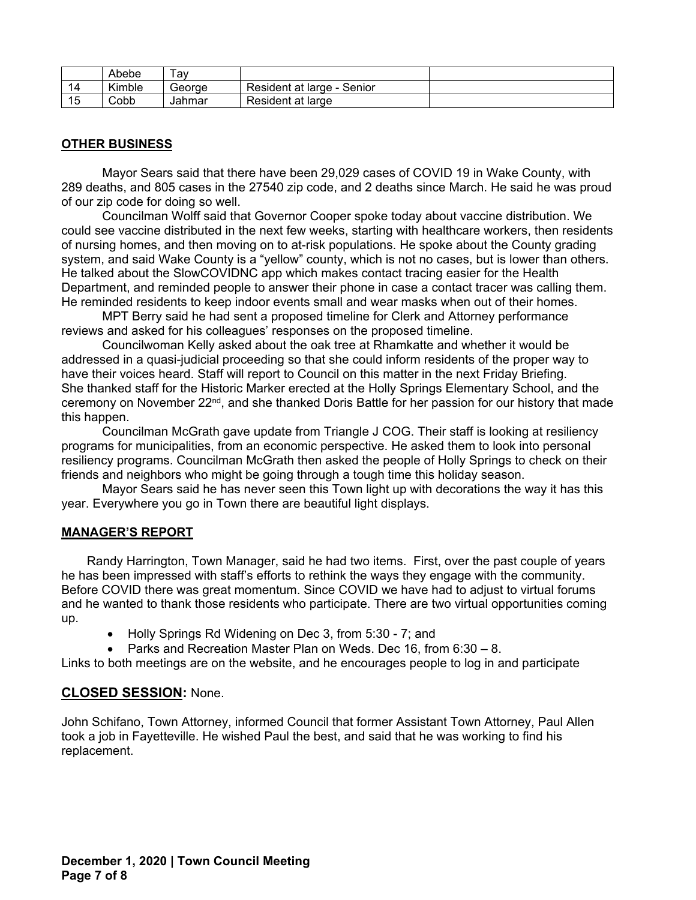| | Abebe | Tay | | |
|---|---|---|---|---|
| 14 | Kimble | George | Resident at large - Senior | |
| 15 | Cobb | Jahmar | Resident at large | |

**OTHER BUSINESS**

Mayor Sears said that there have been 29,029 cases of COVID 19 in Wake County, with 289 deaths, and 805 cases in the 27540 zip code, and 2 deaths since March. He said he was proud of our zip code for doing so well.

Councilman Wolff said that Governor Cooper spoke today about vaccine distribution. We could see vaccine distributed in the next few weeks, starting with healthcare workers, then residents of nursing homes, and then moving on to at-risk populations. He spoke about the County grading system, and said Wake County is a "yellow" county, which is not no cases, but is lower than others. He talked about the SlowCOVIDNC app which makes contact tracing easier for the Health Department, and reminded people to answer their phone in case a contact tracer was calling them. He reminded residents to keep indoor events small and wear masks when out of their homes.

MPT Berry said he had sent a proposed timeline for Clerk and Attorney performance reviews and asked for his colleagues' responses on the proposed timeline.

Councilwoman Kelly asked about the oak tree at Rhamkatte and whether it would be addressed in a quasi-judicial proceeding so that she could inform residents of the proper way to have their voices heard. Staff will report to Council on this matter in the next Friday Briefing. She thanked staff for the Historic Marker erected at the Holly Springs Elementary School, and the ceremony on November 22nd, and she thanked Doris Battle for her passion for our history that made this happen.

Councilman McGrath gave update from Triangle J COG. Their staff is looking at resiliency programs for municipalities, from an economic perspective. He asked them to look into personal resiliency programs. Councilman McGrath then asked the people of Holly Springs to check on their friends and neighbors who might be going through a tough time this holiday season.

Mayor Sears said he has never seen this Town light up with decorations the way it has this year. Everywhere you go in Town there are beautiful light displays.

**MANAGER'S REPORT**

Randy Harrington, Town Manager, said he had two items. First, over the past couple of years he has been impressed with staff's efforts to rethink the ways they engage with the community. Before COVID there was great momentum. Since COVID we have had to adjust to virtual forums and he wanted to thank those residents who participate. There are two virtual opportunities coming up.

- Holly Springs Rd Widening on Dec 3, from 5:30 - 7; and
- Parks and Recreation Master Plan on Weds. Dec 16, from 6:30 – 8.

Links to both meetings are on the website, and he encourages people to log in and participate

**CLOSED SESSION:** None.

John Schifano, Town Attorney, informed Council that former Assistant Town Attorney, Paul Allen took a job in Fayetteville. He wished Paul the best, and said that he was working to find his replacement.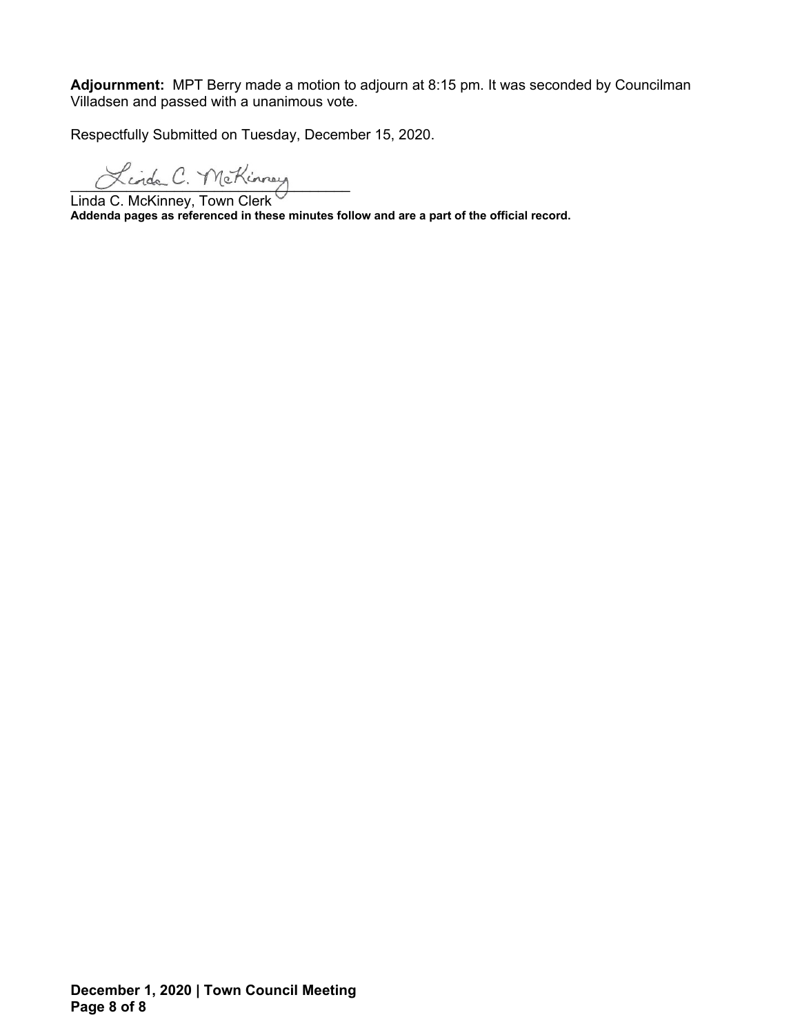**Adjournment:** MPT Berry made a motion to adjourn at 8:15 pm. It was seconded by Councilman Villadsen and passed with a unanimous vote.

Respectfully Submitted on Tuesday, December 15, 2020.

Linda C. McKinney

Linda C. McKinney, Town Clerk

**Addenda pages as referenced in these minutes follow and are a part of the official record.**